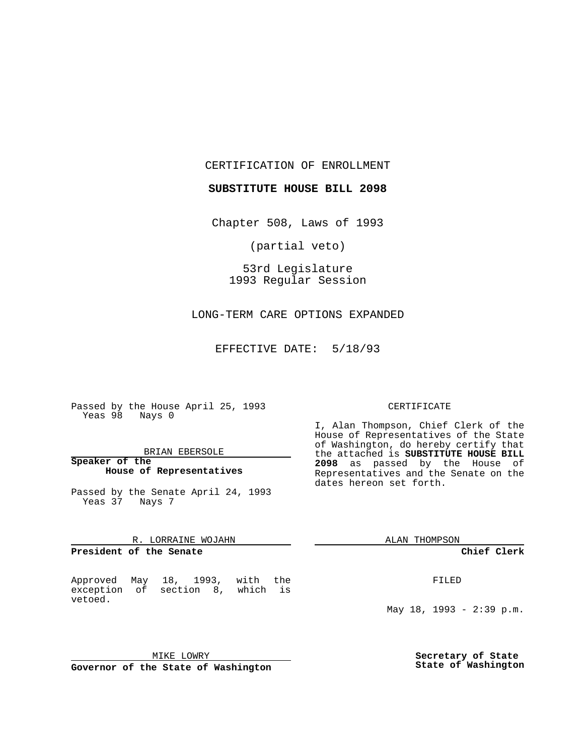CERTIFICATION OF ENROLLMENT

**SUBSTITUTE HOUSE BILL 2098**

Chapter 508, Laws of 1993

(partial veto)

53rd Legislature
1993 Regular Session

LONG-TERM CARE OPTIONS EXPANDED

EFFECTIVE DATE: 5/18/93

Passed by the House April 25, 1993
Yeas 98 Nays 0

BRIAN EBERSOLE

**Speaker of the House of Representatives**

Passed by the Senate April 24, 1993
Yeas 37 Nays 7

R. LORRAINE WOJAHN

**President of the Senate**

Approved May 18, 1993, with the exception of section 8, which is vetoed.

MIKE LOWRY

**Governor of the State of Washington**

CERTIFICATE

I, Alan Thompson, Chief Clerk of the House of Representatives of the State of Washington, do hereby certify that the attached is **SUBSTITUTE HOUSE BILL 2098** as passed by the House of Representatives and the Senate on the dates hereon set forth.

ALAN THOMPSON

**Chief Clerk**

FILED

May 18, 1993 - 2:39 p.m.

**Secretary of State**
**State of Washington**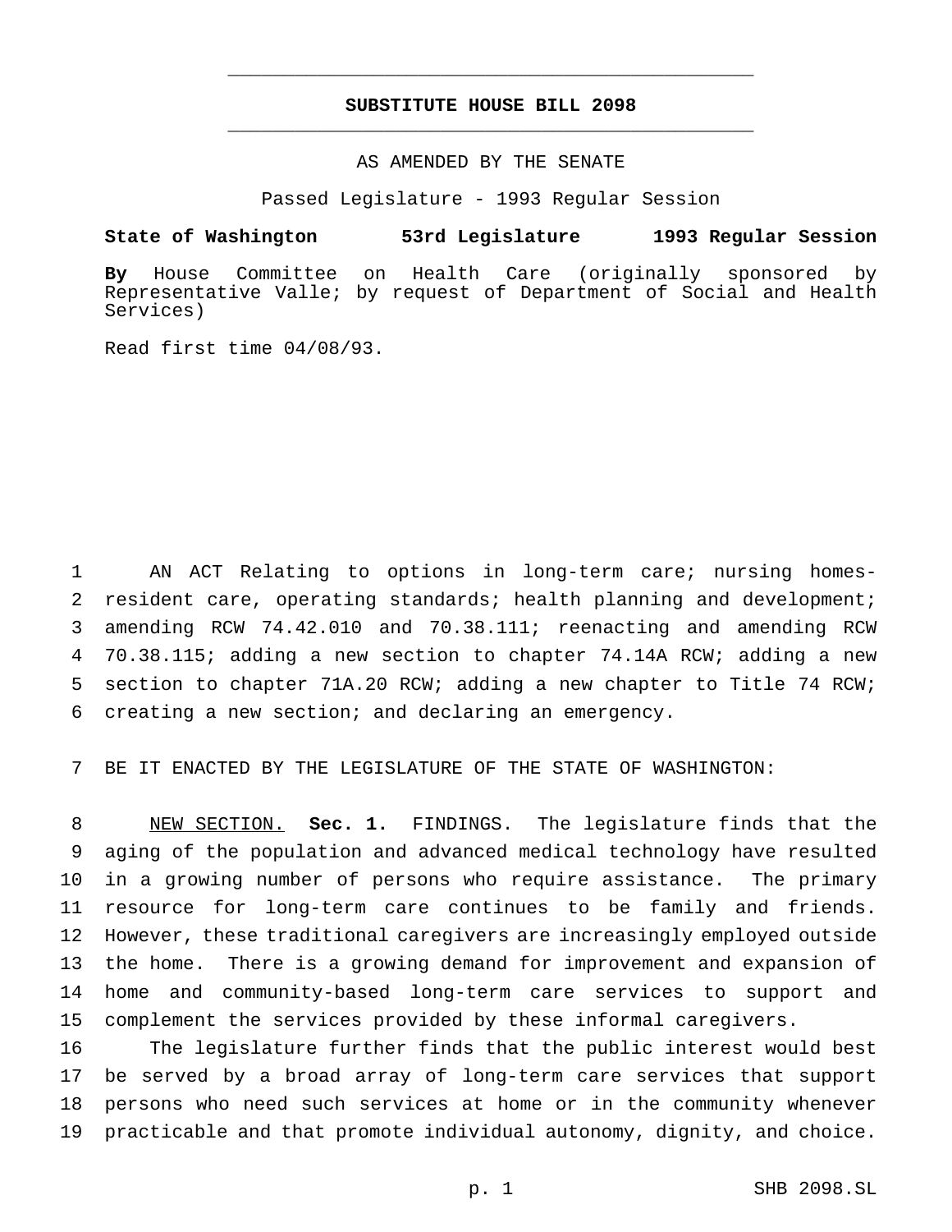# SUBSTITUTE HOUSE BILL 2098

AS AMENDED BY THE SENATE

Passed Legislature - 1993 Regular Session

**State of Washington 53rd Legislature 1993 Regular Session**

**By** House Committee on Health Care (originally sponsored by Representative Valle; by request of Department of Social and Health Services)

Read first time 04/08/93.

AN ACT Relating to options in long-term care; nursing homes-resident care, operating standards; health planning and development; amending RCW 74.42.010 and 70.38.111; reenacting and amending RCW 70.38.115; adding a new section to chapter 74.14A RCW; adding a new section to chapter 71A.20 RCW; adding a new chapter to Title 74 RCW; creating a new section; and declaring an emergency.

BE IT ENACTED BY THE LEGISLATURE OF THE STATE OF WASHINGTON:

NEW SECTION. **Sec. 1.** FINDINGS. The legislature finds that the aging of the population and advanced medical technology have resulted in a growing number of persons who require assistance. The primary resource for long-term care continues to be family and friends. However, these traditional caregivers are increasingly employed outside the home. There is a growing demand for improvement and expansion of home and community-based long-term care services to support and complement the services provided by these informal caregivers.

The legislature further finds that the public interest would best be served by a broad array of long-term care services that support persons who need such services at home or in the community whenever practicable and that promote individual autonomy, dignity, and choice.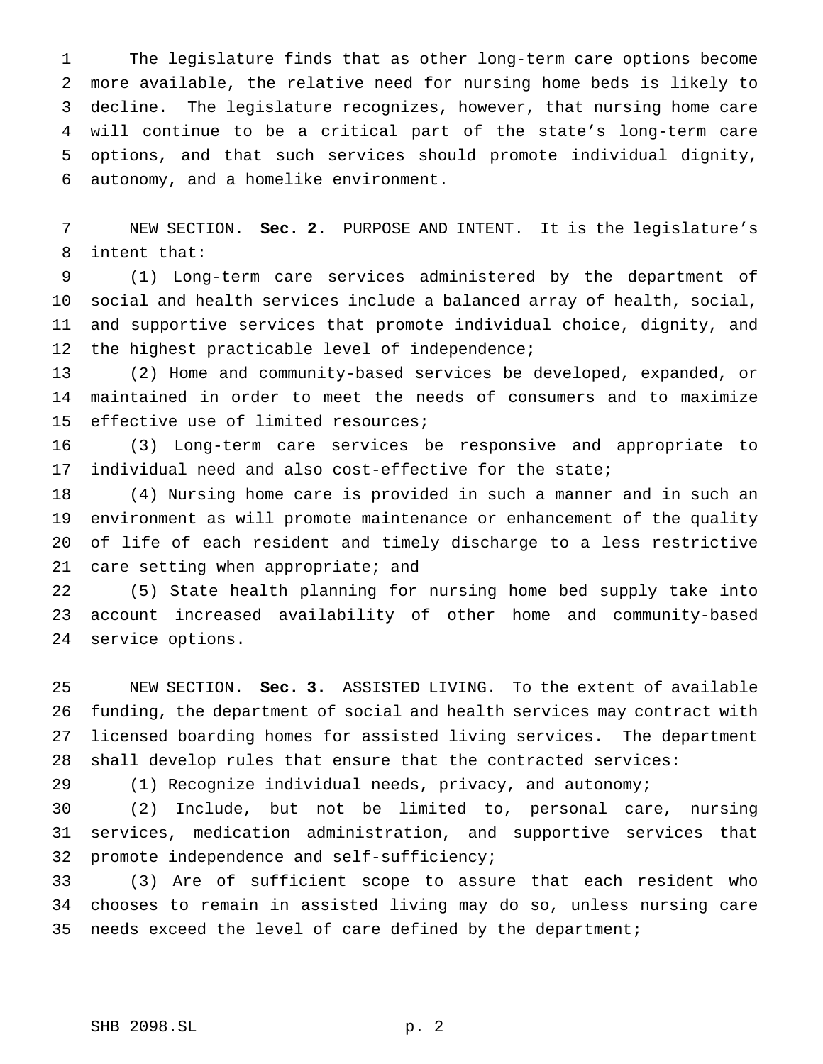The legislature finds that as other long-term care options become more available, the relative need for nursing home beds is likely to decline. The legislature recognizes, however, that nursing home care will continue to be a critical part of the state's long-term care options, and that such services should promote individual dignity, autonomy, and a homelike environment.

NEW SECTION. **Sec. 2.** PURPOSE AND INTENT. It is the legislature's intent that:

(1) Long-term care services administered by the department of social and health services include a balanced array of health, social, and supportive services that promote individual choice, dignity, and the highest practicable level of independence;

(2) Home and community-based services be developed, expanded, or maintained in order to meet the needs of consumers and to maximize effective use of limited resources;

(3) Long-term care services be responsive and appropriate to individual need and also cost-effective for the state;

(4) Nursing home care is provided in such a manner and in such an environment as will promote maintenance or enhancement of the quality of life of each resident and timely discharge to a less restrictive care setting when appropriate; and

(5) State health planning for nursing home bed supply take into account increased availability of other home and community-based service options.

NEW SECTION. **Sec. 3.** ASSISTED LIVING. To the extent of available funding, the department of social and health services may contract with licensed boarding homes for assisted living services. The department shall develop rules that ensure that the contracted services:

(1) Recognize individual needs, privacy, and autonomy;

(2) Include, but not be limited to, personal care, nursing services, medication administration, and supportive services that promote independence and self-sufficiency;

(3) Are of sufficient scope to assure that each resident who chooses to remain in assisted living may do so, unless nursing care needs exceed the level of care defined by the department;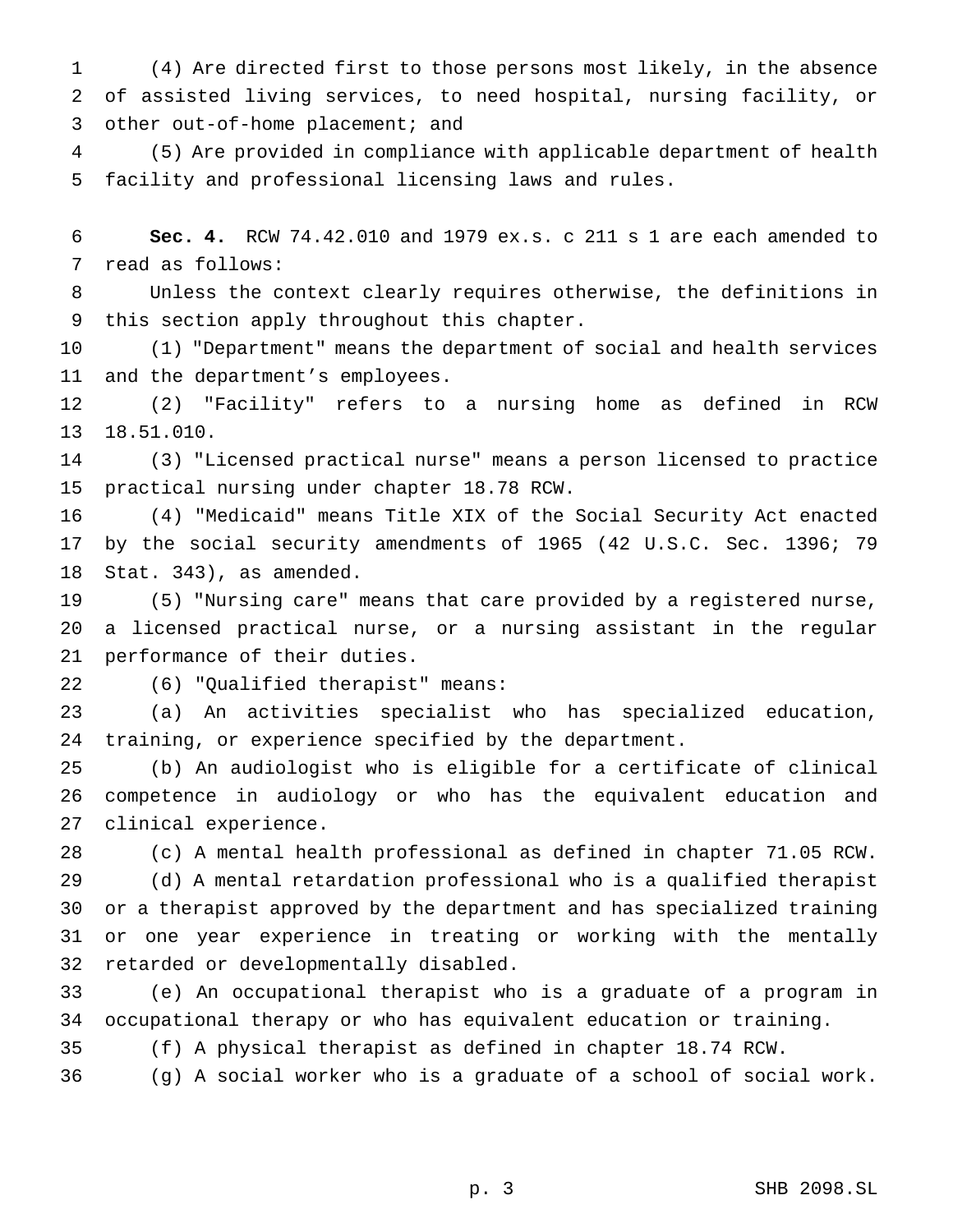(4) Are directed first to those persons most likely, in the absence of assisted living services, to need hospital, nursing facility, or other out-of-home placement; and

(5) Are provided in compliance with applicable department of health facility and professional licensing laws and rules.

**Sec. 4.** RCW 74.42.010 and 1979 ex.s. c 211 s 1 are each amended to read as follows:

Unless the context clearly requires otherwise, the definitions in this section apply throughout this chapter.

(1) "Department" means the department of social and health services and the department's employees.

(2) "Facility" refers to a nursing home as defined in RCW 18.51.010.

(3) "Licensed practical nurse" means a person licensed to practice practical nursing under chapter 18.78 RCW.

(4) "Medicaid" means Title XIX of the Social Security Act enacted by the social security amendments of 1965 (42 U.S.C. Sec. 1396; 79 Stat. 343), as amended.

(5) "Nursing care" means that care provided by a registered nurse, a licensed practical nurse, or a nursing assistant in the regular performance of their duties.

(6) "Qualified therapist" means:

(a) An activities specialist who has specialized education, training, or experience specified by the department.

(b) An audiologist who is eligible for a certificate of clinical competence in audiology or who has the equivalent education and clinical experience.

(c) A mental health professional as defined in chapter 71.05 RCW.

(d) A mental retardation professional who is a qualified therapist or a therapist approved by the department and has specialized training or one year experience in treating or working with the mentally retarded or developmentally disabled.

(e) An occupational therapist who is a graduate of a program in occupational therapy or who has equivalent education or training.

(f) A physical therapist as defined in chapter 18.74 RCW.

(g) A social worker who is a graduate of a school of social work.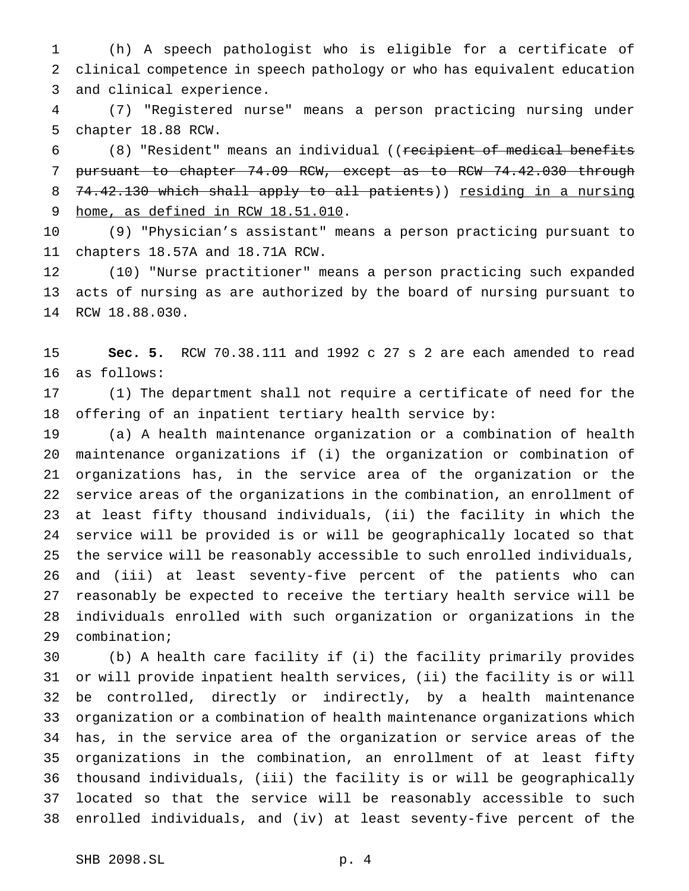(h) A speech pathologist who is eligible for a certificate of clinical competence in speech pathology or who has equivalent education and clinical experience.

(7) "Registered nurse" means a person practicing nursing under chapter 18.88 RCW.

(8) "Resident" means an individual ((~~recipient of medical benefits pursuant to chapter 74.09 RCW, except as to RCW 74.42.030 through 74.42.130 which shall apply to all patients~~)) <u>residing in a nursing home, as defined in RCW 18.51.010</u>.

(9) "Physician's assistant" means a person practicing pursuant to chapters 18.57A and 18.71A RCW.

(10) "Nurse practitioner" means a person practicing such expanded acts of nursing as are authorized by the board of nursing pursuant to RCW 18.88.030.

**Sec. 5.** RCW 70.38.111 and 1992 c 27 s 2 are each amended to read as follows:

(1) The department shall not require a certificate of need for the offering of an inpatient tertiary health service by:

(a) A health maintenance organization or a combination of health maintenance organizations if (i) the organization or combination of organizations has, in the service area of the organization or the service areas of the organizations in the combination, an enrollment of at least fifty thousand individuals, (ii) the facility in which the service will be provided is or will be geographically located so that the service will be reasonably accessible to such enrolled individuals, and (iii) at least seventy-five percent of the patients who can reasonably be expected to receive the tertiary health service will be individuals enrolled with such organization or organizations in the combination;

(b) A health care facility if (i) the facility primarily provides or will provide inpatient health services, (ii) the facility is or will be controlled, directly or indirectly, by a health maintenance organization or a combination of health maintenance organizations which has, in the service area of the organization or service areas of the organizations in the combination, an enrollment of at least fifty thousand individuals, (iii) the facility is or will be geographically located so that the service will be reasonably accessible to such enrolled individuals, and (iv) at least seventy-five percent of the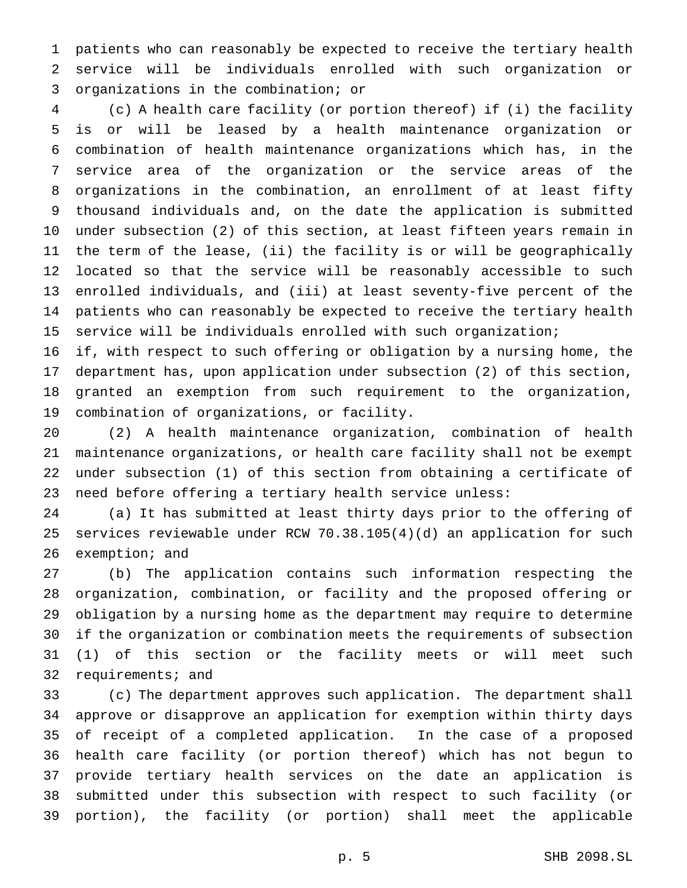patients who can reasonably be expected to receive the tertiary health service will be individuals enrolled with such organization or organizations in the combination; or

(c) A health care facility (or portion thereof) if (i) the facility is or will be leased by a health maintenance organization or combination of health maintenance organizations which has, in the service area of the organization or the service areas of the organizations in the combination, an enrollment of at least fifty thousand individuals and, on the date the application is submitted under subsection (2) of this section, at least fifteen years remain in the term of the lease, (ii) the facility is or will be geographically located so that the service will be reasonably accessible to such enrolled individuals, and (iii) at least seventy-five percent of the patients who can reasonably be expected to receive the tertiary health service will be individuals enrolled with such organization;

if, with respect to such offering or obligation by a nursing home, the department has, upon application under subsection (2) of this section, granted an exemption from such requirement to the organization, combination of organizations, or facility.

(2) A health maintenance organization, combination of health maintenance organizations, or health care facility shall not be exempt under subsection (1) of this section from obtaining a certificate of need before offering a tertiary health service unless:

(a) It has submitted at least thirty days prior to the offering of services reviewable under RCW 70.38.105(4)(d) an application for such exemption; and

(b) The application contains such information respecting the organization, combination, or facility and the proposed offering or obligation by a nursing home as the department may require to determine if the organization or combination meets the requirements of subsection (1) of this section or the facility meets or will meet such requirements; and

(c) The department approves such application. The department shall approve or disapprove an application for exemption within thirty days of receipt of a completed application. In the case of a proposed health care facility (or portion thereof) which has not begun to provide tertiary health services on the date an application is submitted under this subsection with respect to such facility (or portion), the facility (or portion) shall meet the applicable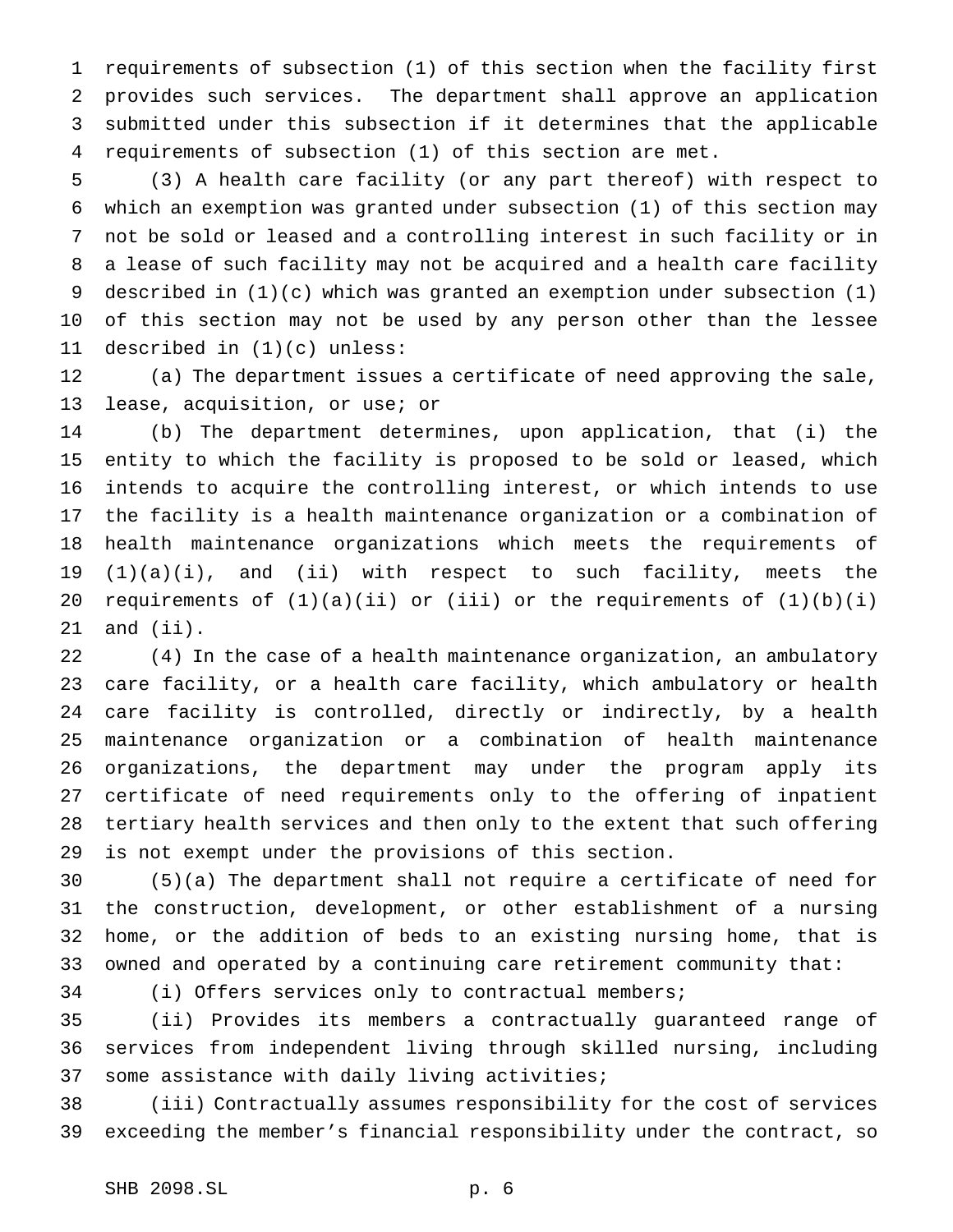requirements of subsection (1) of this section when the facility first provides such services. The department shall approve an application submitted under this subsection if it determines that the applicable requirements of subsection (1) of this section are met.

(3) A health care facility (or any part thereof) with respect to which an exemption was granted under subsection (1) of this section may not be sold or leased and a controlling interest in such facility or in a lease of such facility may not be acquired and a health care facility described in (1)(c) which was granted an exemption under subsection (1) of this section may not be used by any person other than the lessee described in (1)(c) unless:

(a) The department issues a certificate of need approving the sale, lease, acquisition, or use; or

(b) The department determines, upon application, that (i) the entity to which the facility is proposed to be sold or leased, which intends to acquire the controlling interest, or which intends to use the facility is a health maintenance organization or a combination of health maintenance organizations which meets the requirements of (1)(a)(i), and (ii) with respect to such facility, meets the requirements of (1)(a)(ii) or (iii) or the requirements of (1)(b)(i) and (ii).

(4) In the case of a health maintenance organization, an ambulatory care facility, or a health care facility, which ambulatory or health care facility is controlled, directly or indirectly, by a health maintenance organization or a combination of health maintenance organizations, the department may under the program apply its certificate of need requirements only to the offering of inpatient tertiary health services and then only to the extent that such offering is not exempt under the provisions of this section.

(5)(a) The department shall not require a certificate of need for the construction, development, or other establishment of a nursing home, or the addition of beds to an existing nursing home, that is owned and operated by a continuing care retirement community that:

(i) Offers services only to contractual members;

(ii) Provides its members a contractually guaranteed range of services from independent living through skilled nursing, including some assistance with daily living activities;

(iii) Contractually assumes responsibility for the cost of services exceeding the member's financial responsibility under the contract, so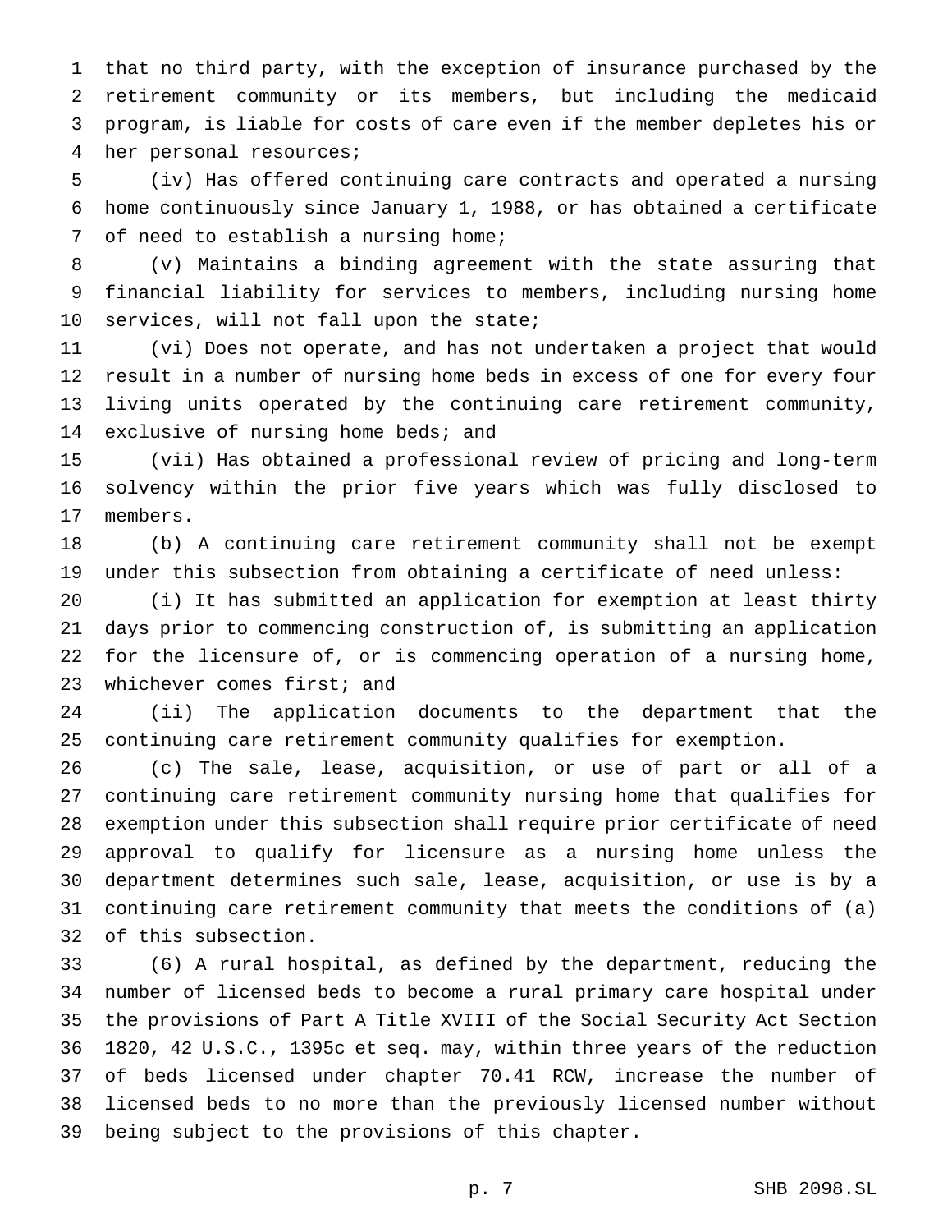that no third party, with the exception of insurance purchased by the retirement community or its members, but including the medicaid program, is liable for costs of care even if the member depletes his or her personal resources;

(iv) Has offered continuing care contracts and operated a nursing home continuously since January 1, 1988, or has obtained a certificate of need to establish a nursing home;

(v) Maintains a binding agreement with the state assuring that financial liability for services to members, including nursing home services, will not fall upon the state;

(vi) Does not operate, and has not undertaken a project that would result in a number of nursing home beds in excess of one for every four living units operated by the continuing care retirement community, exclusive of nursing home beds; and

(vii) Has obtained a professional review of pricing and long-term solvency within the prior five years which was fully disclosed to members.

(b) A continuing care retirement community shall not be exempt under this subsection from obtaining a certificate of need unless:

(i) It has submitted an application for exemption at least thirty days prior to commencing construction of, is submitting an application for the licensure of, or is commencing operation of a nursing home, whichever comes first; and

(ii) The application documents to the department that the continuing care retirement community qualifies for exemption.

(c) The sale, lease, acquisition, or use of part or all of a continuing care retirement community nursing home that qualifies for exemption under this subsection shall require prior certificate of need approval to qualify for licensure as a nursing home unless the department determines such sale, lease, acquisition, or use is by a continuing care retirement community that meets the conditions of (a) of this subsection.

(6) A rural hospital, as defined by the department, reducing the number of licensed beds to become a rural primary care hospital under the provisions of Part A Title XVIII of the Social Security Act Section 1820, 42 U.S.C., 1395c et seq. may, within three years of the reduction of beds licensed under chapter 70.41 RCW, increase the number of licensed beds to no more than the previously licensed number without being subject to the provisions of this chapter.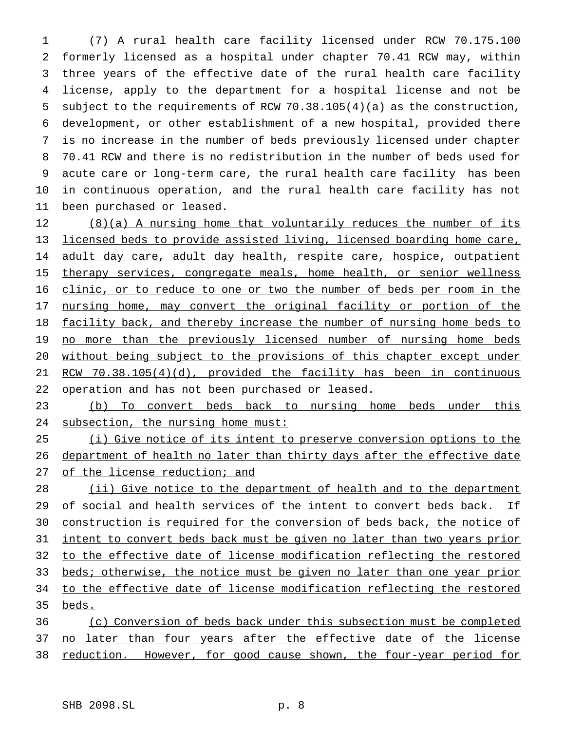(7) A rural health care facility licensed under RCW 70.175.100 formerly licensed as a hospital under chapter 70.41 RCW may, within three years of the effective date of the rural health care facility license, apply to the department for a hospital license and not be subject to the requirements of RCW 70.38.105(4)(a) as the construction, development, or other establishment of a new hospital, provided there is no increase in the number of beds previously licensed under chapter 70.41 RCW and there is no redistribution in the number of beds used for acute care or long-term care, the rural health care facility has been in continuous operation, and the rural health care facility has not been purchased or leased.

(8)(a) A nursing home that voluntarily reduces the number of its licensed beds to provide assisted living, licensed boarding home care, adult day care, adult day health, respite care, hospice, outpatient therapy services, congregate meals, home health, or senior wellness clinic, or to reduce to one or two the number of beds per room in the nursing home, may convert the original facility or portion of the facility back, and thereby increase the number of nursing home beds to no more than the previously licensed number of nursing home beds without being subject to the provisions of this chapter except under RCW 70.38.105(4)(d), provided the facility has been in continuous operation and has not been purchased or leased.

(b) To convert beds back to nursing home beds under this subsection, the nursing home must:

(i) Give notice of its intent to preserve conversion options to the department of health no later than thirty days after the effective date of the license reduction; and

(ii) Give notice to the department of health and to the department of social and health services of the intent to convert beds back. If construction is required for the conversion of beds back, the notice of intent to convert beds back must be given no later than two years prior to the effective date of license modification reflecting the restored beds; otherwise, the notice must be given no later than one year prior to the effective date of license modification reflecting the restored beds.

(c) Conversion of beds back under this subsection must be completed no later than four years after the effective date of the license reduction. However, for good cause shown, the four-year period for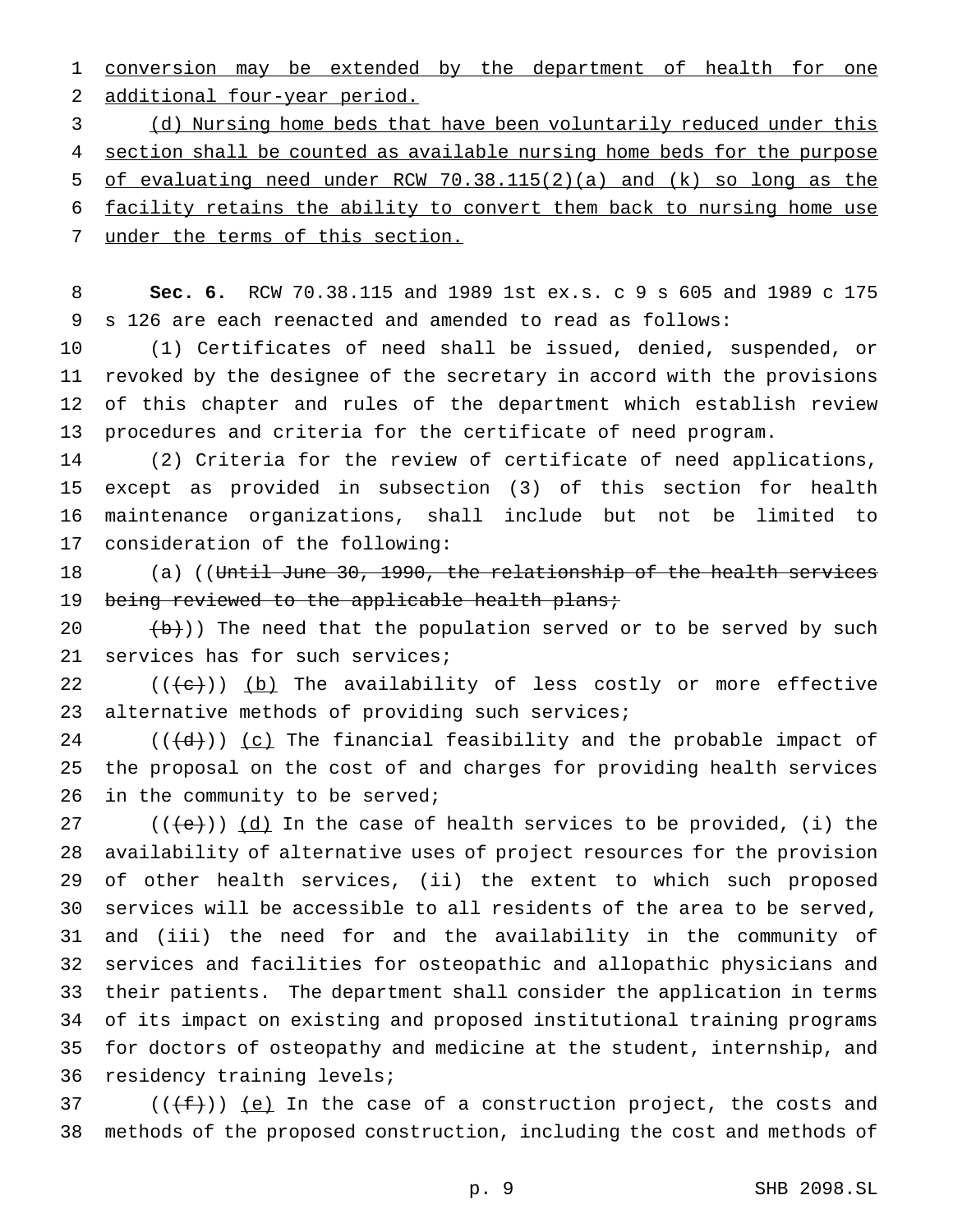conversion may be extended by the department of health for one additional four-year period.

(d) Nursing home beds that have been voluntarily reduced under this section shall be counted as available nursing home beds for the purpose of evaluating need under RCW 70.38.115(2)(a) and (k) so long as the facility retains the ability to convert them back to nursing home use under the terms of this section.

**Sec. 6.** RCW 70.38.115 and 1989 1st ex.s. c 9 s 605 and 1989 c 175 s 126 are each reenacted and amended to read as follows:

(1) Certificates of need shall be issued, denied, suspended, or revoked by the designee of the secretary in accord with the provisions of this chapter and rules of the department which establish review procedures and criteria for the certificate of need program.

(2) Criteria for the review of certificate of need applications, except as provided in subsection (3) of this section for health maintenance organizations, shall include but not be limited to consideration of the following:

(a) ((~~Until June 30, 1990, the relationship of the health services being reviewed to the applicable health plans;~~

~~(b)~~)) The need that the population served or to be served by such services has for such services;

((~~(c)~~)) (b) The availability of less costly or more effective alternative methods of providing such services;

((~~(d)~~)) (c) The financial feasibility and the probable impact of the proposal on the cost of and charges for providing health services in the community to be served;

((~~(e)~~)) (d) In the case of health services to be provided, (i) the availability of alternative uses of project resources for the provision of other health services, (ii) the extent to which such proposed services will be accessible to all residents of the area to be served, and (iii) the need for and the availability in the community of services and facilities for osteopathic and allopathic physicians and their patients. The department shall consider the application in terms of its impact on existing and proposed institutional training programs for doctors of osteopathy and medicine at the student, internship, and residency training levels;

((~~(f)~~)) (e) In the case of a construction project, the costs and methods of the proposed construction, including the cost and methods of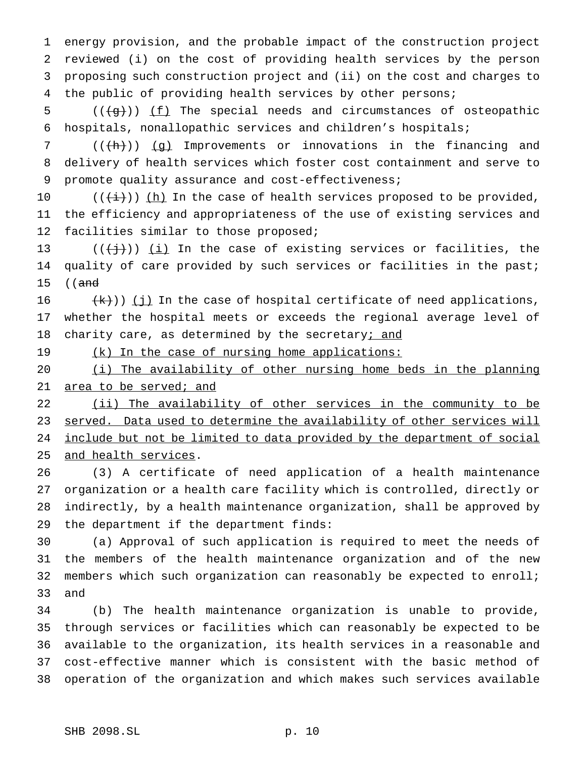energy provision, and the probable impact of the construction project reviewed (i) on the cost of providing health services by the person proposing such construction project and (ii) on the cost and charges to the public of providing health services by other persons;

(((g))) (f) The special needs and circumstances of osteopathic hospitals, nonallopathic services and children's hospitals;

(((h))) (g) Improvements or innovations in the financing and delivery of health services which foster cost containment and serve to promote quality assurance and cost-effectiveness;

(((i))) (h) In the case of health services proposed to be provided, the efficiency and appropriateness of the use of existing services and facilities similar to those proposed;

(((j))) (i) In the case of existing services or facilities, the quality of care provided by such services or facilities in the past; ((and

(k))) (j) In the case of hospital certificate of need applications, whether the hospital meets or exceeds the regional average level of charity care, as determined by the secretary; and

(k) In the case of nursing home applications:

(i) The availability of other nursing home beds in the planning area to be served; and

(ii) The availability of other services in the community to be served. Data used to determine the availability of other services will include but not be limited to data provided by the department of social and health services.

(3) A certificate of need application of a health maintenance organization or a health care facility which is controlled, directly or indirectly, by a health maintenance organization, shall be approved by the department if the department finds:

(a) Approval of such application is required to meet the needs of the members of the health maintenance organization and of the new members which such organization can reasonably be expected to enroll; and

(b) The health maintenance organization is unable to provide, through services or facilities which can reasonably be expected to be available to the organization, its health services in a reasonable and cost-effective manner which is consistent with the basic method of operation of the organization and which makes such services available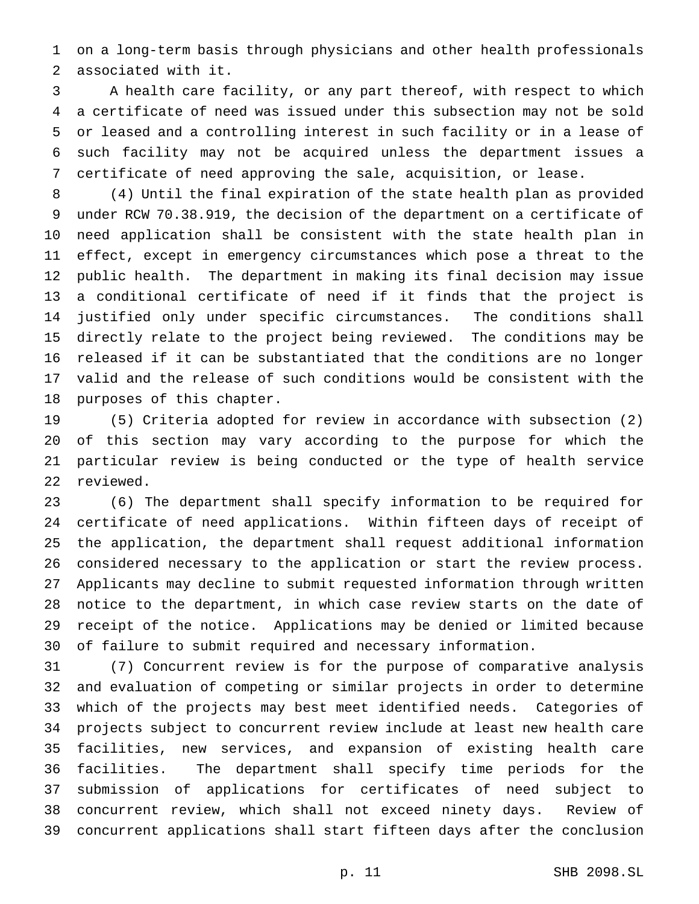on a long-term basis through physicians and other health professionals associated with it.

A health care facility, or any part thereof, with respect to which a certificate of need was issued under this subsection may not be sold or leased and a controlling interest in such facility or in a lease of such facility may not be acquired unless the department issues a certificate of need approving the sale, acquisition, or lease.

(4) Until the final expiration of the state health plan as provided under RCW 70.38.919, the decision of the department on a certificate of need application shall be consistent with the state health plan in effect, except in emergency circumstances which pose a threat to the public health. The department in making its final decision may issue a conditional certificate of need if it finds that the project is justified only under specific circumstances. The conditions shall directly relate to the project being reviewed. The conditions may be released if it can be substantiated that the conditions are no longer valid and the release of such conditions would be consistent with the purposes of this chapter.

(5) Criteria adopted for review in accordance with subsection (2) of this section may vary according to the purpose for which the particular review is being conducted or the type of health service reviewed.

(6) The department shall specify information to be required for certificate of need applications. Within fifteen days of receipt of the application, the department shall request additional information considered necessary to the application or start the review process. Applicants may decline to submit requested information through written notice to the department, in which case review starts on the date of receipt of the notice. Applications may be denied or limited because of failure to submit required and necessary information.

(7) Concurrent review is for the purpose of comparative analysis and evaluation of competing or similar projects in order to determine which of the projects may best meet identified needs. Categories of projects subject to concurrent review include at least new health care facilities, new services, and expansion of existing health care facilities. The department shall specify time periods for the submission of applications for certificates of need subject to concurrent review, which shall not exceed ninety days. Review of concurrent applications shall start fifteen days after the conclusion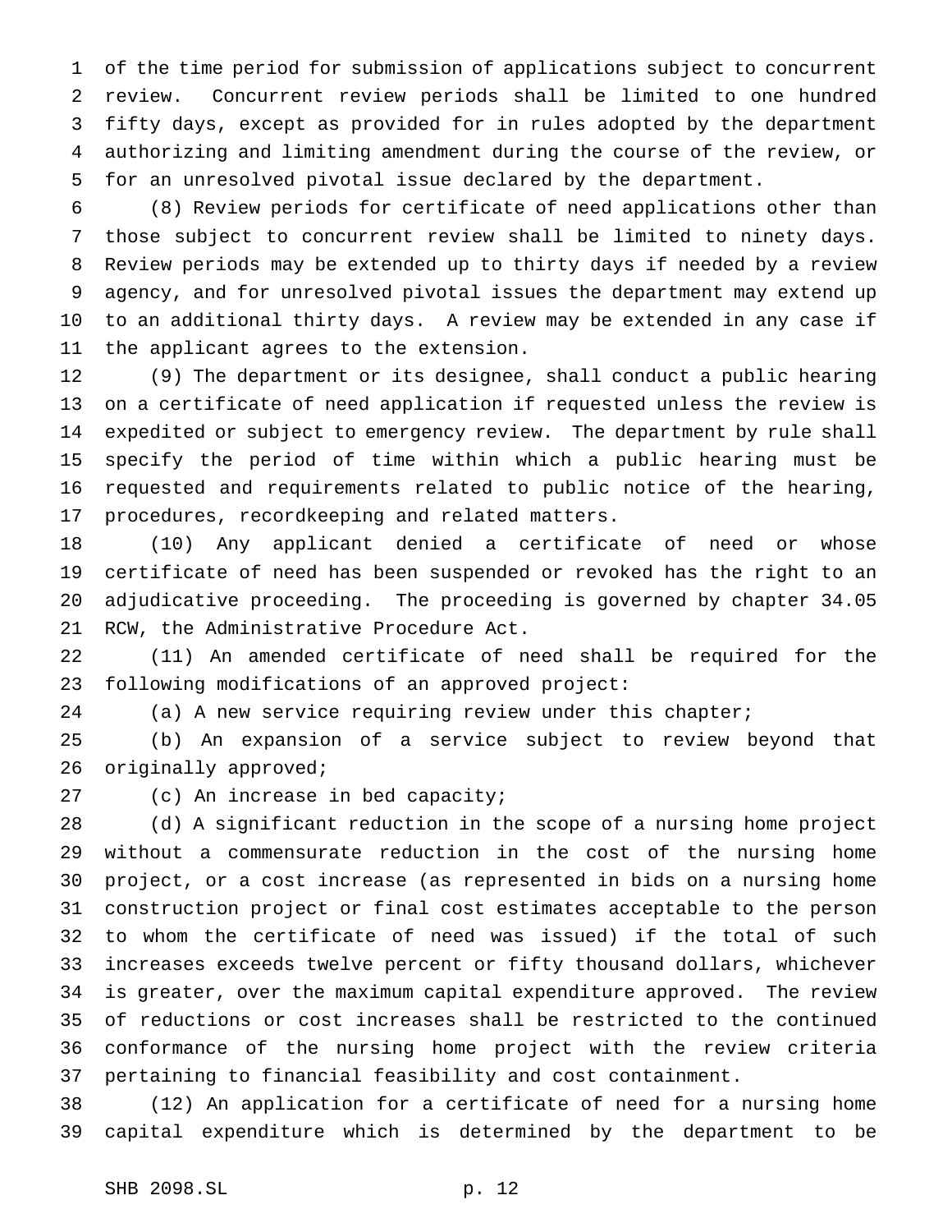of the time period for submission of applications subject to concurrent review. Concurrent review periods shall be limited to one hundred fifty days, except as provided for in rules adopted by the department authorizing and limiting amendment during the course of the review, or for an unresolved pivotal issue declared by the department.

(8) Review periods for certificate of need applications other than those subject to concurrent review shall be limited to ninety days. Review periods may be extended up to thirty days if needed by a review agency, and for unresolved pivotal issues the department may extend up to an additional thirty days. A review may be extended in any case if the applicant agrees to the extension.

(9) The department or its designee, shall conduct a public hearing on a certificate of need application if requested unless the review is expedited or subject to emergency review. The department by rule shall specify the period of time within which a public hearing must be requested and requirements related to public notice of the hearing, procedures, recordkeeping and related matters.

(10) Any applicant denied a certificate of need or whose certificate of need has been suspended or revoked has the right to an adjudicative proceeding. The proceeding is governed by chapter 34.05 RCW, the Administrative Procedure Act.

(11) An amended certificate of need shall be required for the following modifications of an approved project:

(a) A new service requiring review under this chapter;

(b) An expansion of a service subject to review beyond that originally approved;

(c) An increase in bed capacity;

(d) A significant reduction in the scope of a nursing home project without a commensurate reduction in the cost of the nursing home project, or a cost increase (as represented in bids on a nursing home construction project or final cost estimates acceptable to the person to whom the certificate of need was issued) if the total of such increases exceeds twelve percent or fifty thousand dollars, whichever is greater, over the maximum capital expenditure approved. The review of reductions or cost increases shall be restricted to the continued conformance of the nursing home project with the review criteria pertaining to financial feasibility and cost containment.

(12) An application for a certificate of need for a nursing home capital expenditure which is determined by the department to be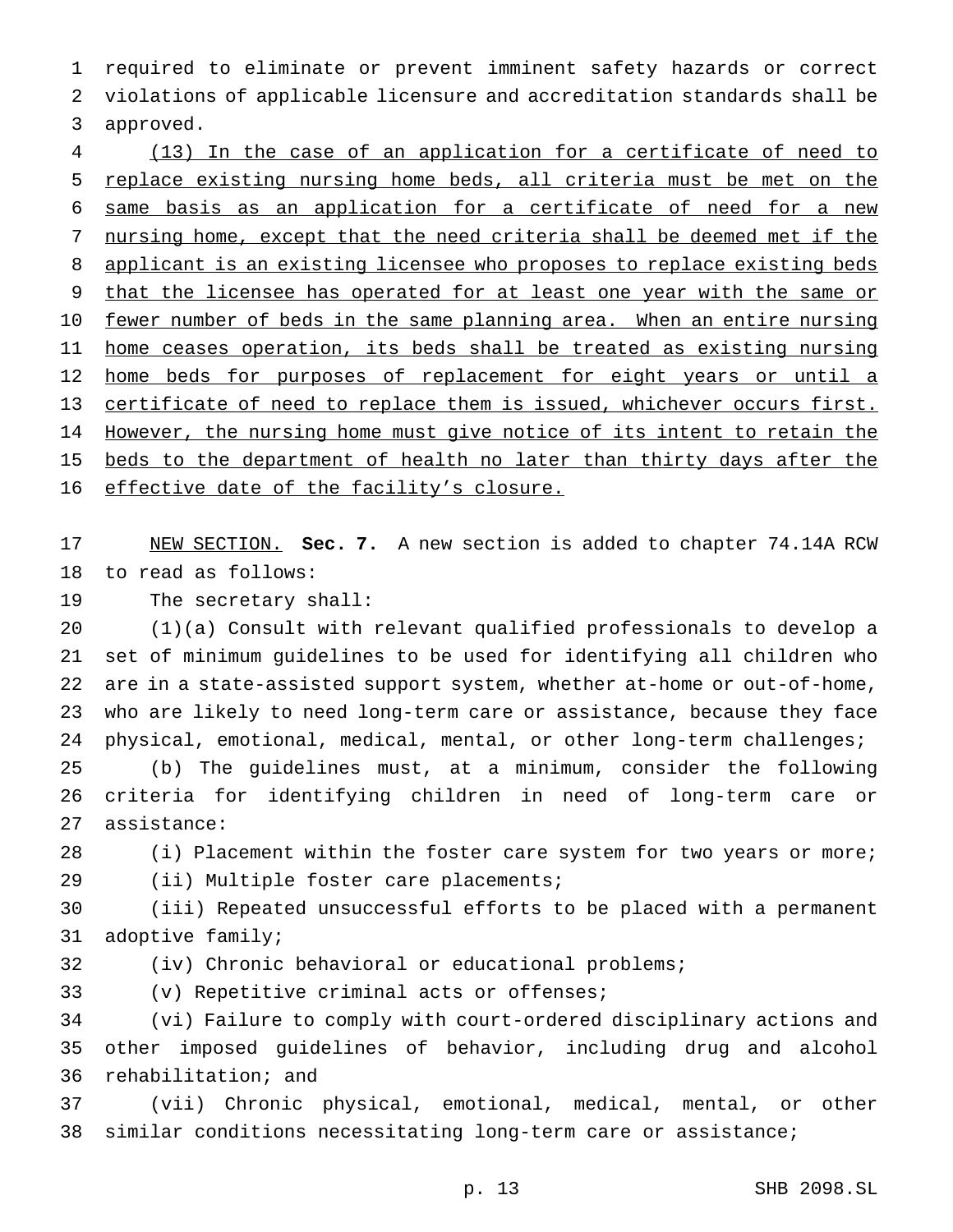required to eliminate or prevent imminent safety hazards or correct violations of applicable licensure and accreditation standards shall be approved.

<u>(13) In the case of an application for a certificate of need to replace existing nursing home beds, all criteria must be met on the same basis as an application for a certificate of need for a new nursing home, except that the need criteria shall be deemed met if the applicant is an existing licensee who proposes to replace existing beds that the licensee has operated for at least one year with the same or fewer number of beds in the same planning area. When an entire nursing home ceases operation, its beds shall be treated as existing nursing home beds for purposes of replacement for eight years or until a certificate of need to replace them is issued, whichever occurs first. However, the nursing home must give notice of its intent to retain the beds to the department of health no later than thirty days after the effective date of the facility's closure.</u>

<u>NEW SECTION.</u> **Sec. 7.** A new section is added to chapter 74.14A RCW to read as follows:

The secretary shall:

(1)(a) Consult with relevant qualified professionals to develop a set of minimum guidelines to be used for identifying all children who are in a state-assisted support system, whether at-home or out-of-home, who are likely to need long-term care or assistance, because they face physical, emotional, medical, mental, or other long-term challenges;

(b) The guidelines must, at a minimum, consider the following criteria for identifying children in need of long-term care or assistance:

(i) Placement within the foster care system for two years or more;

(ii) Multiple foster care placements;

(iii) Repeated unsuccessful efforts to be placed with a permanent adoptive family;

(iv) Chronic behavioral or educational problems;

(v) Repetitive criminal acts or offenses;

(vi) Failure to comply with court-ordered disciplinary actions and other imposed guidelines of behavior, including drug and alcohol rehabilitation; and

(vii) Chronic physical, emotional, medical, mental, or other similar conditions necessitating long-term care or assistance;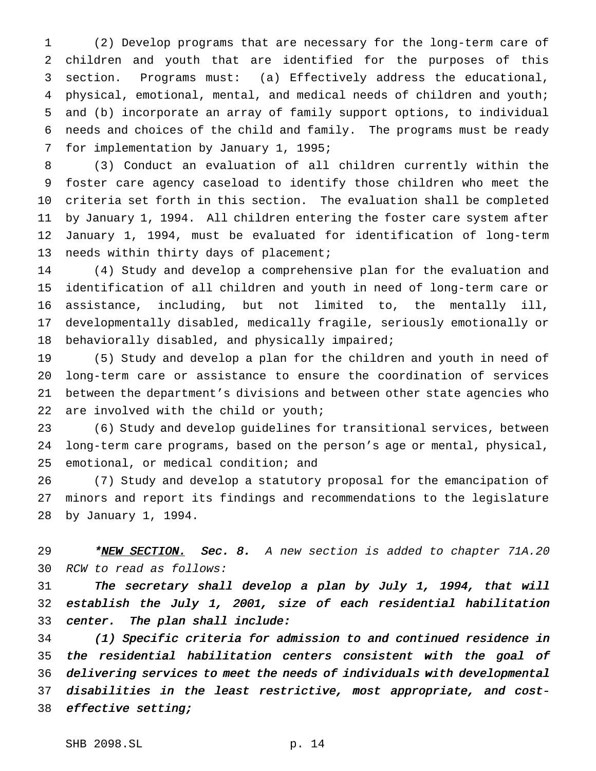(2) Develop programs that are necessary for the long-term care of children and youth that are identified for the purposes of this section. Programs must: (a) Effectively address the educational, physical, emotional, mental, and medical needs of children and youth; and (b) incorporate an array of family support options, to individual needs and choices of the child and family. The programs must be ready for implementation by January 1, 1995;

(3) Conduct an evaluation of all children currently within the foster care agency caseload to identify those children who meet the criteria set forth in this section. The evaluation shall be completed by January 1, 1994. All children entering the foster care system after January 1, 1994, must be evaluated for identification of long-term needs within thirty days of placement;

(4) Study and develop a comprehensive plan for the evaluation and identification of all children and youth in need of long-term care or assistance, including, but not limited to, the mentally ill, developmentally disabled, medically fragile, seriously emotionally or behaviorally disabled, and physically impaired;

(5) Study and develop a plan for the children and youth in need of long-term care or assistance to ensure the coordination of services between the department's divisions and between other state agencies who are involved with the child or youth;

(6) Study and develop guidelines for transitional services, between long-term care programs, based on the person's age or mental, physical, emotional, or medical condition; and

(7) Study and develop a statutory proposal for the emancipation of minors and report its findings and recommendations to the legislature by January 1, 1994.

*\*<u>NEW SECTION.</u> Sec. 8. A new section is added to chapter 71A.20 RCW to read as follows:*

***The secretary shall develop a plan by July 1, 1994, that will establish the July 1, 2001, size of each residential habilitation center. The plan shall include:***

***(1) Specific criteria for admission to and continued residence in the residential habilitation centers consistent with the goal of delivering services to meet the needs of individuals with developmental disabilities in the least restrictive, most appropriate, and cost-effective setting;***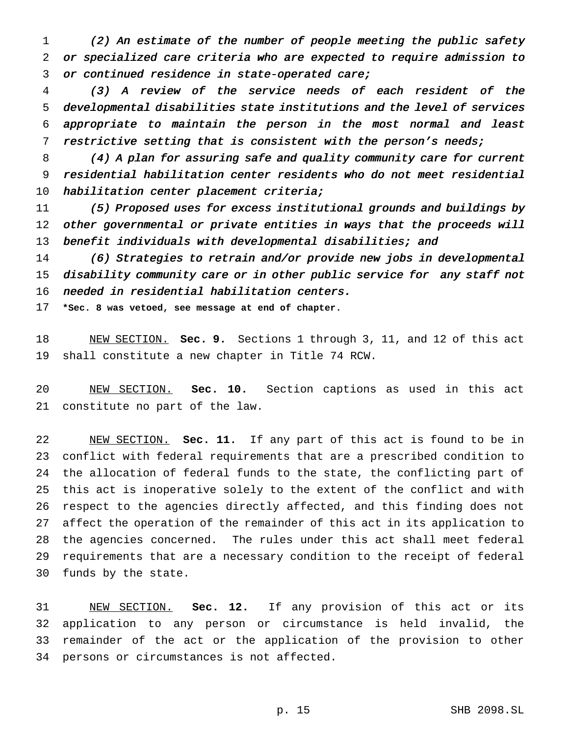*(2) An estimate of the number of people meeting the public safety or specialized care criteria who are expected to require admission to or continued residence in state-operated care;*

*(3) A review of the service needs of each resident of the developmental disabilities state institutions and the level of services appropriate to maintain the person in the most normal and least restrictive setting that is consistent with the person's needs;*

*(4) A plan for assuring safe and quality community care for current residential habilitation center residents who do not meet residential habilitation center placement criteria;*

*(5) Proposed uses for excess institutional grounds and buildings by other governmental or private entities in ways that the proceeds will benefit individuals with developmental disabilities; and*

*(6) Strategies to retrain and/or provide new jobs in developmental disability community care or in other public service for any staff not needed in residential habilitation centers.*

**\*Sec. 8 was vetoed, see message at end of chapter.**

NEW SECTION. **Sec. 9.** Sections 1 through 3, 11, and 12 of this act shall constitute a new chapter in Title 74 RCW.

NEW SECTION. **Sec. 10.** Section captions as used in this act constitute no part of the law.

NEW SECTION. **Sec. 11.** If any part of this act is found to be in conflict with federal requirements that are a prescribed condition to the allocation of federal funds to the state, the conflicting part of this act is inoperative solely to the extent of the conflict and with respect to the agencies directly affected, and this finding does not affect the operation of the remainder of this act in its application to the agencies concerned. The rules under this act shall meet federal requirements that are a necessary condition to the receipt of federal funds by the state.

NEW SECTION. **Sec. 12.** If any provision of this act or its application to any person or circumstance is held invalid, the remainder of the act or the application of the provision to other persons or circumstances is not affected.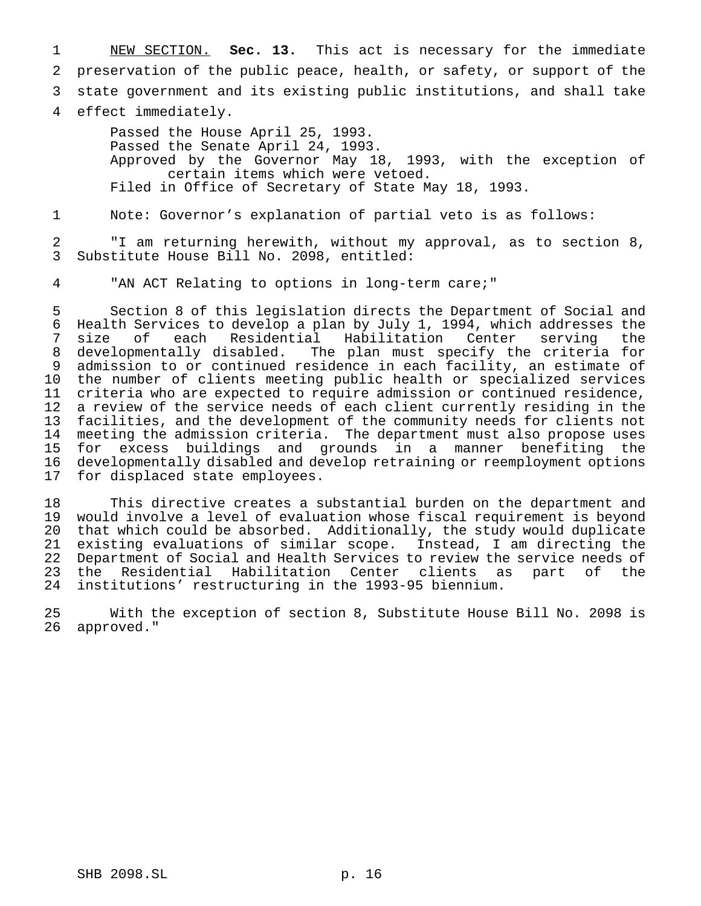NEW SECTION. **Sec. 13.** This act is necessary for the immediate preservation of the public peace, health, or safety, or support of the state government and its existing public institutions, and shall take effect immediately.

Passed the House April 25, 1993.
Passed the Senate April 24, 1993.
Approved by the Governor May 18, 1993, with the exception of certain items which were vetoed.
Filed in Office of Secretary of State May 18, 1993.

Note: Governor's explanation of partial veto is as follows:

"I am returning herewith, without my approval, as to section 8, Substitute House Bill No. 2098, entitled:

"AN ACT Relating to options in long-term care;"

Section 8 of this legislation directs the Department of Social and Health Services to develop a plan by July 1, 1994, which addresses the size of each Residential Habilitation Center serving the developmentally disabled. The plan must specify the criteria for admission to or continued residence in each facility, an estimate of the number of clients meeting public health or specialized services criteria who are expected to require admission or continued residence, a review of the service needs of each client currently residing in the facilities, and the development of the community needs for clients not meeting the admission criteria. The department must also propose uses for excess buildings and grounds in a manner benefiting the developmentally disabled and develop retraining or reemployment options for displaced state employees.

This directive creates a substantial burden on the department and would involve a level of evaluation whose fiscal requirement is beyond that which could be absorbed. Additionally, the study would duplicate existing evaluations of similar scope. Instead, I am directing the Department of Social and Health Services to review the service needs of the Residential Habilitation Center clients as part of the institutions' restructuring in the 1993-95 biennium.

With the exception of section 8, Substitute House Bill No. 2098 is approved."